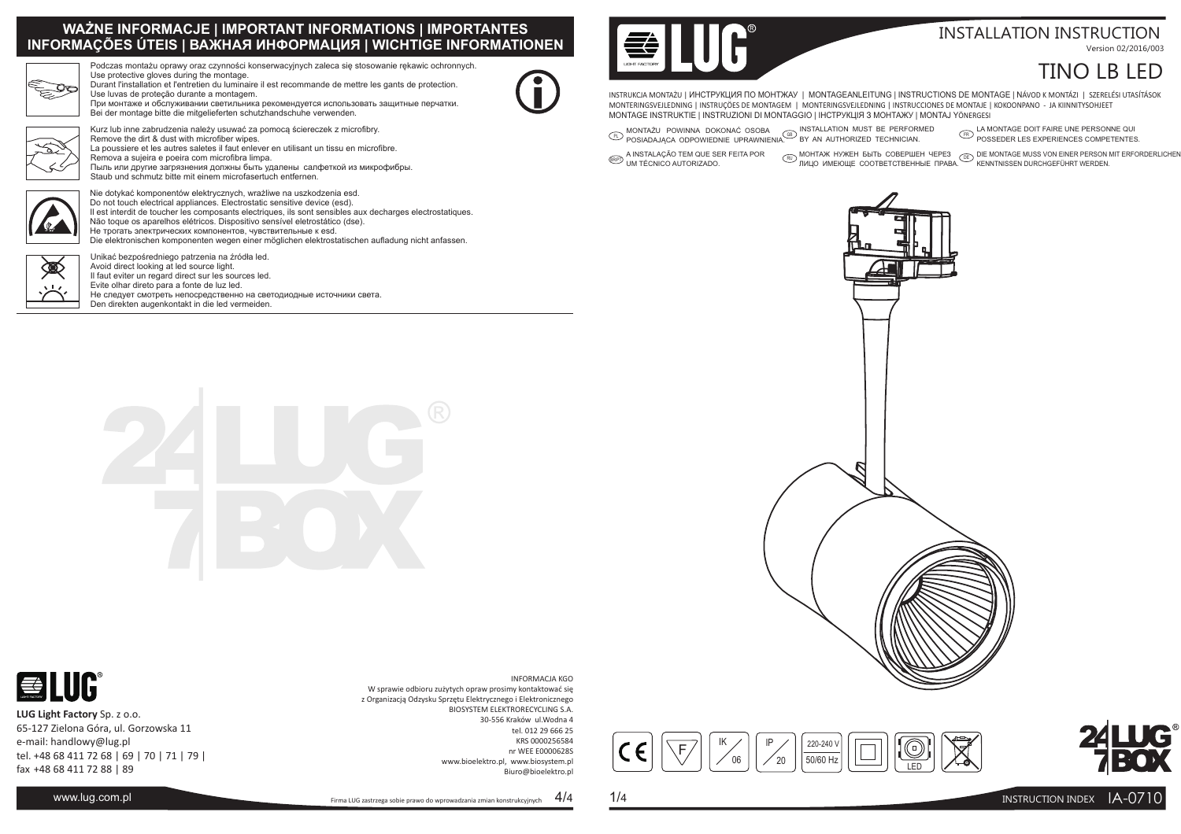## WAŻNE INFORMACJE | IMPORTANT INFORMATIONS | IMPORTANTES INFORMAÇÕES ÚTEIS | ВАЖНАЯ ИНФОРМАЦИЯ | WICHTIGE INFORMATIONEN

Podczas montażu oprawy oraz czynności konserwacyjnych zaleca się stosowanie rękawic ochronnych.
Use protective gloves during the montage.
Durant l'installation et l'entretien du luminaire il est recommande de mettre les gants de protection.
Use luvas de proteção durante a montagem.
При монтаже и обслуживании светильника рекомендуется использовать защитные перчатки.
Bei der montage bitte die mitgelieferten schutzhandschuhe verwenden.

Kurz lub inne zabrudzenia należy usuwać za pomocą ściereczek z microfibry.
Remove the dirt & dust with microfiber wipes.
La poussiere et les autres saletes il faut enlever en utilisant un tissu en microfibre.
Remova a sujeira e poeira com microfibra limpa.
Пыль или другие загрязнения должны быть удалены салфеткой из микрофибры.
Staub und schmutz bitte mit einem microfasertuch entfernen.

Nie dotykać komponentów elektrycznych, wrażliwe na uszkodzenia esd.
Do not touch electrical appliances. Electrostatic sensitive device (esd).
Il est interdit de toucher les composants electriques, ils sont sensibles aux decharges electrostatiques.
Não toque os aparelhos elétricos. Dispositivo sensível eletrostático (dse).
Не трогать электрических компонентов, чувствительные к esd.
Die elektronischen komponenten wegen einer möglichen elektrostatischen aufladung nicht anfassen.

Unikać bezpośredniego patrzenia na źródła led.
Avoid direct looking at led source light.
Il faut eviter un regard direct sur les sources led.
Evite olhar direto para a fonte de luz led.
Не следует смотреть непосредственно на светодиодные источники света.
Den direkten augenkontakt in die led vermeiden.

**LUG Light Factory** Sp. z o.o.
65-127 Zielona Góra, ul. Gorzowska 11
e-mail: handlowy@lug.pl
tel. +48 68 411 72 68 | 69 | 70 | 71 | 79 |
fax +48 68 411 72 88 | 89

INFORMACJA KGO
W sprawie odbioru zużytych opraw prosimy kontaktować się
z Organizacją Odzysku Sprzętu Elektrycznego i Elektronicznego
BIOSYSTEM ELEKTRORECYCLING S.A.
30-556 Kraków ul.Wodna 4
tel. 012 29 666 25
KRS 0000256584
nr WEE E0000628S
www.bioelektro.pl, www.biosystem.pl
Biuro@bioelektro.pl

www.lug.com.pl

Firma LUG zastrzega sobie prawo do wprowadzania zmian konstrukcyjnych

# INSTALLATION INSTRUCTION

Version 02/2016/003

# TINO LB LED

INSTRUKCJA MONTAŻU | ИНСТРУКЦИЯ ПО МОНТАЖУ | MONTAGEANLEITUNG | INSTRUCTIONS DE MONTAGE | NÁVOD K MONTÁŽI | SZERELÉSI UTASÍTÁSOK
MONTERINGSVEJLEDNING | INSTRUÇÕES DE MONTAGEM | MONTERINGSVEJLEDNING | INSTRUCCIONES DE MONTAJE | KOKOONPANO - JA KIINNITYSOHJEET
MONTAGE INSTRUKTIE | INSTRUZIONI DI MONTAGGIO | ІНСТРУКЦІЯ З МОНТАЖУ | MONTAJ YÖNERGESI

(PL) MONTAŻU POWINNA DOKONAĆ OSOBA POSIADAJĄCA ODPOWIEDNIE UPRAWNIENIA.
(GB) INSTALLATION MUST BE PERFORMED BY AN AUTHORIZED TECHNICIAN.
(FR) LA MONTAGE DOIT FAIRE UNE PERSONNE QUI POSSEDER LES EXPERIENCES COMPETENTES.
(BRPT) A INSTALAÇÃO TEM QUE SER FEITA POR UM TÉCNICO AUTORIZADO.
(RU) МОНТАЖ НУЖЕН БЫТЬ СОВЕРШЕН ЧЕРЕЗ ЛИЦО ИМЕЮЩЕ СООТВЕТСТВЕННЫЕ ПРАВА.
(DE) DIE MONTAGE MUSS VON EINER PERSON MIT ERFORDERLICHEN KENNTNISSEN DURCHGEFÜHRT WERDEN.

CE | F | IK 06 | IP 20 | 220-240 V 50/60 Hz | LED

INSTRUCTION INDEX IA-0710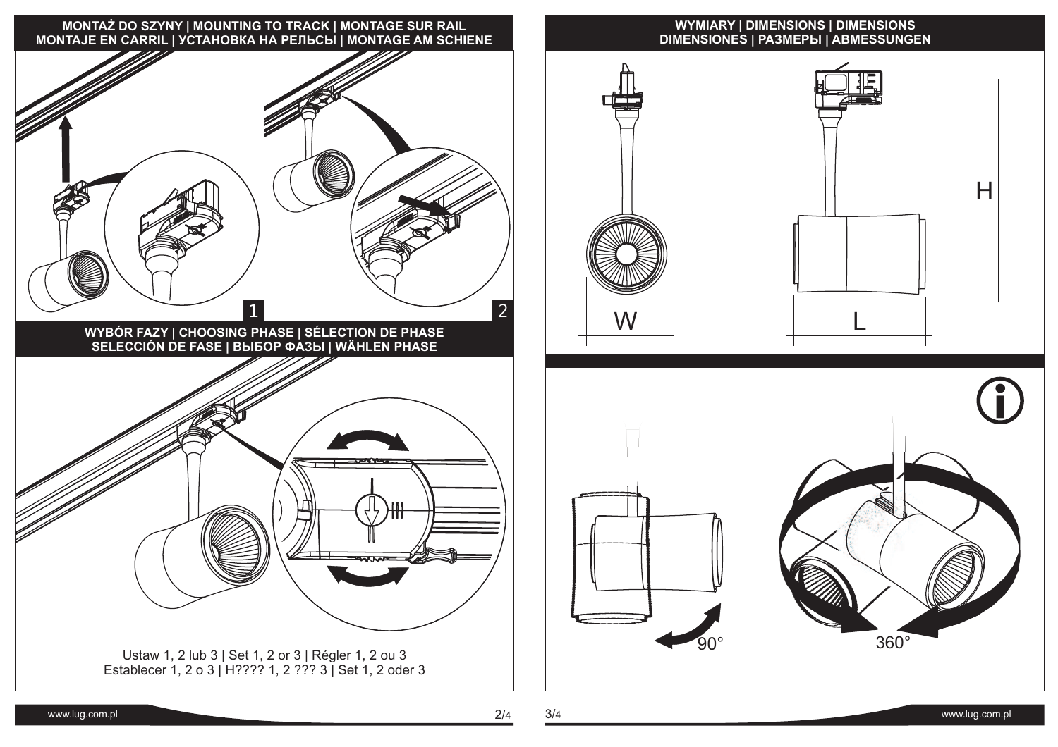## MONTAŻ DO SZYNY | MOUNTING TO TRACK | MONTAGE SUR RAIL
## MONTAJE EN CARRIL | УСТАНОВКА НА РЕЛЬСЫ | MONTAGE AM SCHIENE

1

2

## WYBÓR FAZY | CHOOSING PHASE | SÉLECTION DE PHASE
## SELECCIÓN DE FASE | ВЫБОР ФАЗЫ | WÄHLEN PHASE

Ustaw 1, 2 lub 3 | Set 1, 2 or 3 | Régler 1, 2 ou 3
Establecer 1, 2 o 3 | H???? 1, 2 ??? 3 | Set 1, 2 oder 3

## WYMIARY | DIMENSIONS | DIMENSIONS
## DIMENSIONES | РАЗМЕРЫ | ABMESSUNGEN

H

W

L

90°

360°